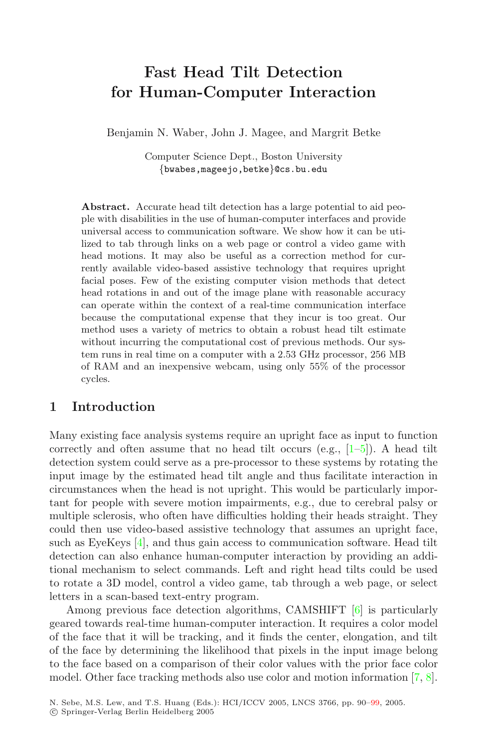# Fast Head Tilt Detection for Human-Computer Interaction

Benjamin N. Waber, John J. Magee, and Margrit Betke

Computer Science Dept., Boston University
{bwabes,mageejo,betke}@cs.bu.edu

**Abstract.** Accurate head tilt detection has a large potential to aid people with disabilities in the use of human-computer interfaces and provide universal access to communication software. We show how it can be utilized to tab through links on a web page or control a video game with head motions. It may also be useful as a correction method for currently available video-based assistive technology that requires upright facial poses. Few of the existing computer vision methods that detect head rotations in and out of the image plane with reasonable accuracy can operate within the context of a real-time communication interface because the computational expense that they incur is too great. Our method uses a variety of metrics to obtain a robust head tilt estimate without incurring the computational cost of previous methods. Our system runs in real time on a computer with a 2.53 GHz processor, 256 MB of RAM and an inexpensive webcam, using only 55% of the processor cycles.

## 1 Introduction

Many existing face analysis systems require an upright face as input to function correctly and often assume that no head tilt occurs (e.g., [1–5]). A head tilt detection system could serve as a pre-processor to these systems by rotating the input image by the estimated head tilt angle and thus facilitate interaction in circumstances when the head is not upright. This would be particularly important for people with severe motion impairments, e.g., due to cerebral palsy or multiple sclerosis, who often have difficulties holding their heads straight. They could then use video-based assistive technology that assumes an upright face, such as EyeKeys [4], and thus gain access to communication software. Head tilt detection can also enhance human-computer interaction by providing an additional mechanism to select commands. Left and right head tilts could be used to rotate a 3D model, control a video game, tab through a web page, or select letters in a scan-based text-entry program.

Among previous face detection algorithms, CAMSHIFT [6] is particularly geared towards real-time human-computer interaction. It requires a color model of the face that it will be tracking, and it finds the center, elongation, and tilt of the face by determining the likelihood that pixels in the input image belong to the face based on a comparison of their color values with the prior face color model. Other face tracking methods also use color and motion information [7, 8].

N. Sebe, M.S. Lew, and T.S. Huang (Eds.): HCI/ICCV 2005, LNCS 3766, pp. 90–99, 2005.
© Springer-Verlag Berlin Heidelberg 2005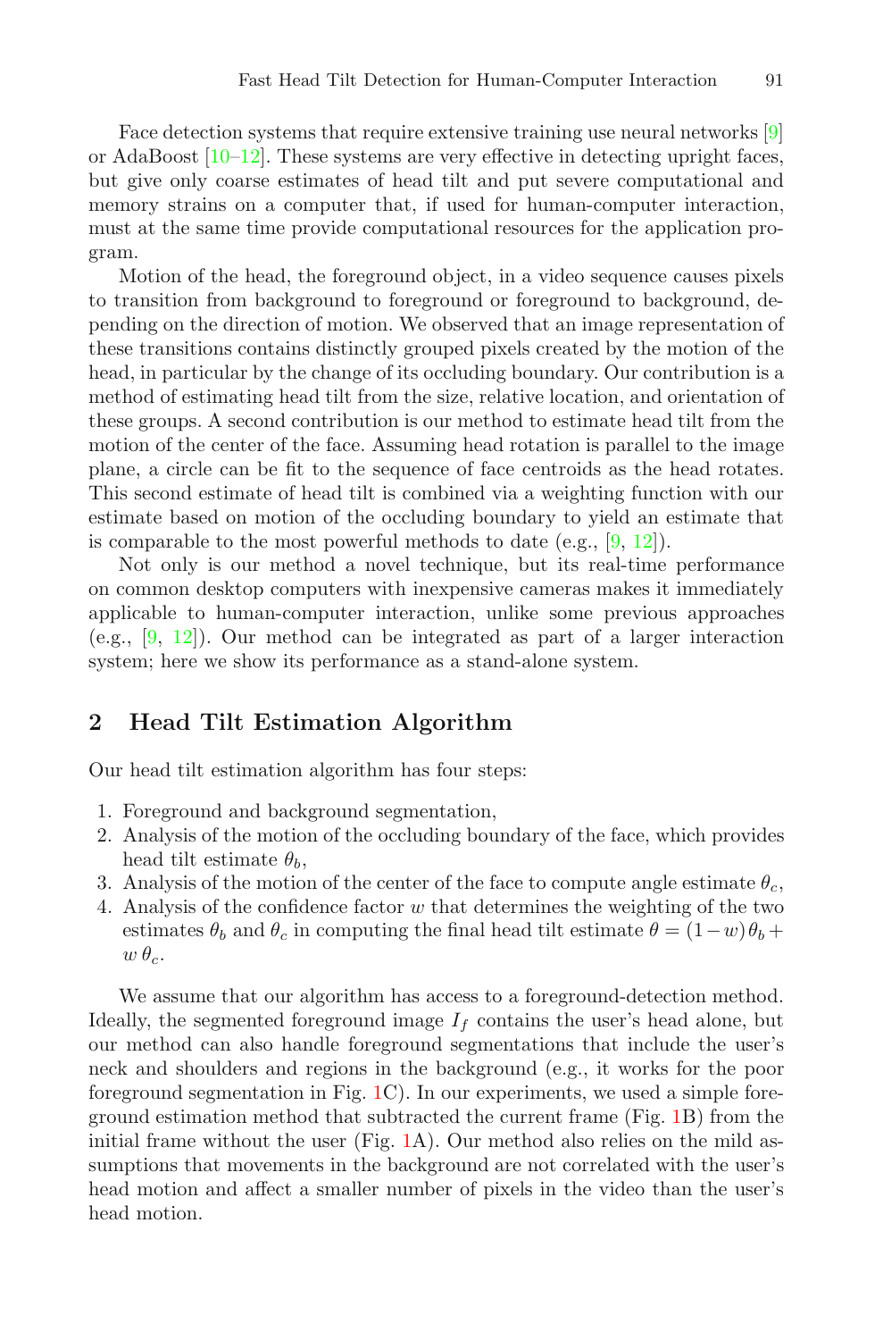Face detection systems that require extensive training use neural networks [9] or AdaBoost [10–12]. These systems are very effective in detecting upright faces, but give only coarse estimates of head tilt and put severe computational and memory strains on a computer that, if used for human-computer interaction, must at the same time provide computational resources for the application program.

Motion of the head, the foreground object, in a video sequence causes pixels to transition from background to foreground or foreground to background, depending on the direction of motion. We observed that an image representation of these transitions contains distinctly grouped pixels created by the motion of the head, in particular by the change of its occluding boundary. Our contribution is a method of estimating head tilt from the size, relative location, and orientation of these groups. A second contribution is our method to estimate head tilt from the motion of the center of the face. Assuming head rotation is parallel to the image plane, a circle can be fit to the sequence of face centroids as the head rotates. This second estimate of head tilt is combined via a weighting function with our estimate based on motion of the occluding boundary to yield an estimate that is comparable to the most powerful methods to date (e.g., [9, 12]).

Not only is our method a novel technique, but its real-time performance on common desktop computers with inexpensive cameras makes it immediately applicable to human-computer interaction, unlike some previous approaches (e.g., [9, 12]). Our method can be integrated as part of a larger interaction system; here we show its performance as a stand-alone system.

## 2 Head Tilt Estimation Algorithm

Our head tilt estimation algorithm has four steps:

1. Foreground and background segmentation,
2. Analysis of the motion of the occluding boundary of the face, which provides head tilt estimate $\theta_b$,
3. Analysis of the motion of the center of the face to compute angle estimate $\theta_c$,
4. Analysis of the confidence factor $w$ that determines the weighting of the two estimates $\theta_b$ and $\theta_c$ in computing the final head tilt estimate $\theta = (1-w)\theta_b + w\,\theta_c$.

We assume that our algorithm has access to a foreground-detection method. Ideally, the segmented foreground image $I_f$ contains the user's head alone, but our method can also handle foreground segmentations that include the user's neck and shoulders and regions in the background (e.g., it works for the poor foreground segmentation in Fig. 1C). In our experiments, we used a simple foreground estimation method that subtracted the current frame (Fig. 1B) from the initial frame without the user (Fig. 1A). Our method also relies on the mild assumptions that movements in the background are not correlated with the user's head motion and affect a smaller number of pixels in the video than the user's head motion.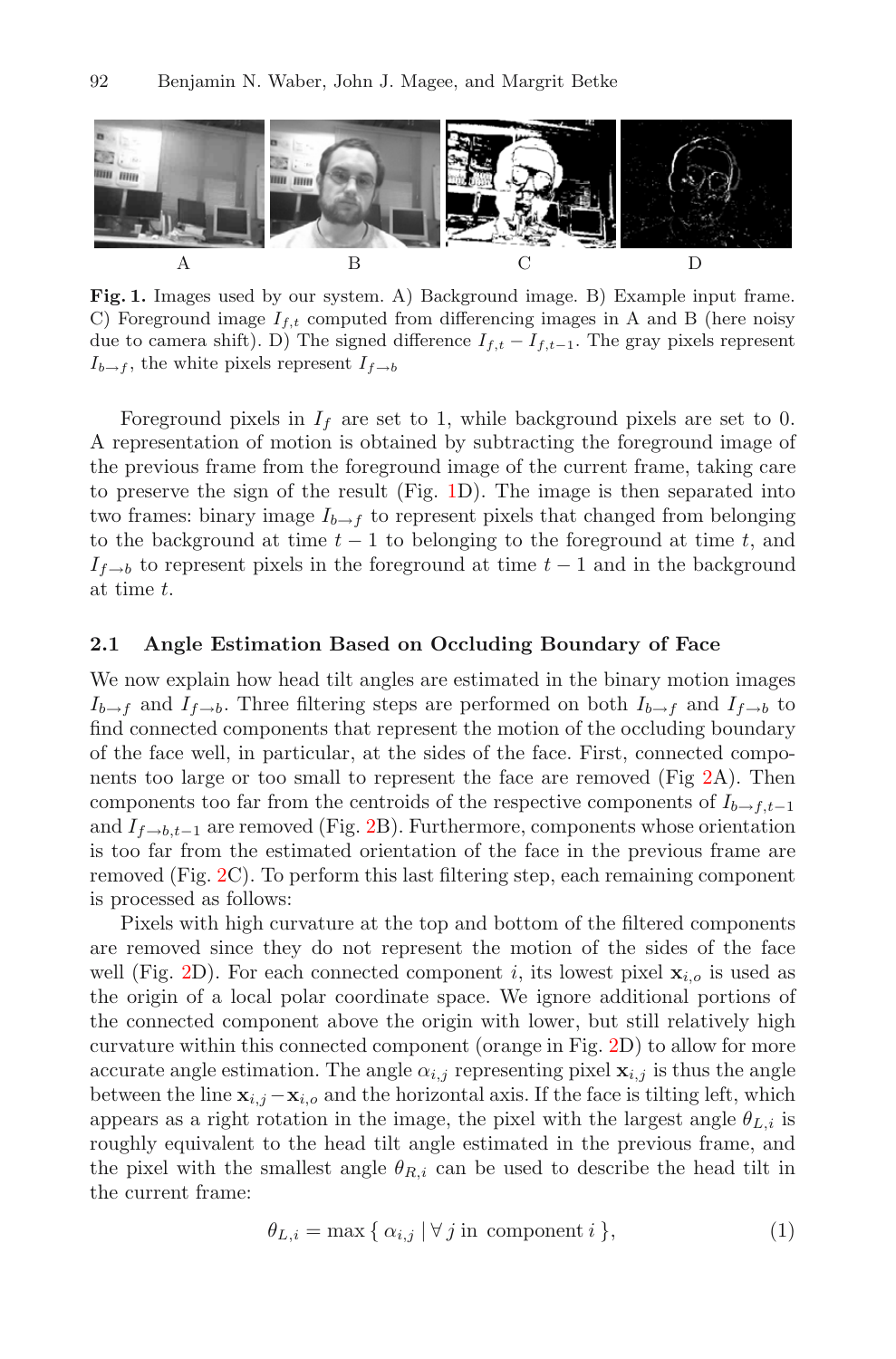A B C D

**Fig. 1.** Images used by our system. A) Background image. B) Example input frame. C) Foreground image $I_{f,t}$ computed from differencing images in A and B (here noisy due to camera shift). D) The signed difference $I_{f,t} - I_{f,t-1}$. The gray pixels represent $I_{b \to f}$, the white pixels represent $I_{f \to b}$

Foreground pixels in $I_f$ are set to 1, while background pixels are set to 0. A representation of motion is obtained by subtracting the foreground image of the previous frame from the foreground image of the current frame, taking care to preserve the sign of the result (Fig. 1D). The image is then separated into two frames: binary image $I_{b \to f}$ to represent pixels that changed from belonging to the background at time $t-1$ to belonging to the foreground at time $t$, and $I_{f \to b}$ to represent pixels in the foreground at time $t-1$ and in the background at time $t$.

### 2.1 Angle Estimation Based on Occluding Boundary of Face

We now explain how head tilt angles are estimated in the binary motion images $I_{b \to f}$ and $I_{f \to b}$. Three filtering steps are performed on both $I_{b \to f}$ and $I_{f \to b}$ to find connected components that represent the motion of the occluding boundary of the face well, in particular, at the sides of the face. First, connected components too large or too small to represent the face are removed (Fig 2A). Then components too far from the centroids of the respective components of $I_{b \to f, t-1}$ and $I_{f \to b, t-1}$ are removed (Fig. 2B). Furthermore, components whose orientation is too far from the estimated orientation of the face in the previous frame are removed (Fig. 2C). To perform this last filtering step, each remaining component is processed as follows:

Pixels with high curvature at the top and bottom of the filtered components are removed since they do not represent the motion of the sides of the face well (Fig. 2D). For each connected component $i$, its lowest pixel $\mathbf{x}_{i,o}$ is used as the origin of a local polar coordinate space. We ignore additional portions of the connected component above the origin with lower, but still relatively high curvature within this connected component (orange in Fig. 2D) to allow for more accurate angle estimation. The angle $\alpha_{i,j}$ representing pixel $\mathbf{x}_{i,j}$ is thus the angle between the line $\mathbf{x}_{i,j} - \mathbf{x}_{i,o}$ and the horizontal axis. If the face is tilting left, which appears as a right rotation in the image, the pixel with the largest angle $\theta_{L,i}$ is roughly equivalent to the head tilt angle estimated in the previous frame, and the pixel with the smallest angle $\theta_{R,i}$ can be used to describe the head tilt in the current frame:

$$\theta_{L,i} = \max \{ \, \alpha_{i,j} \mid \forall \, j \text{ in component } i \, \}, \tag{1}$$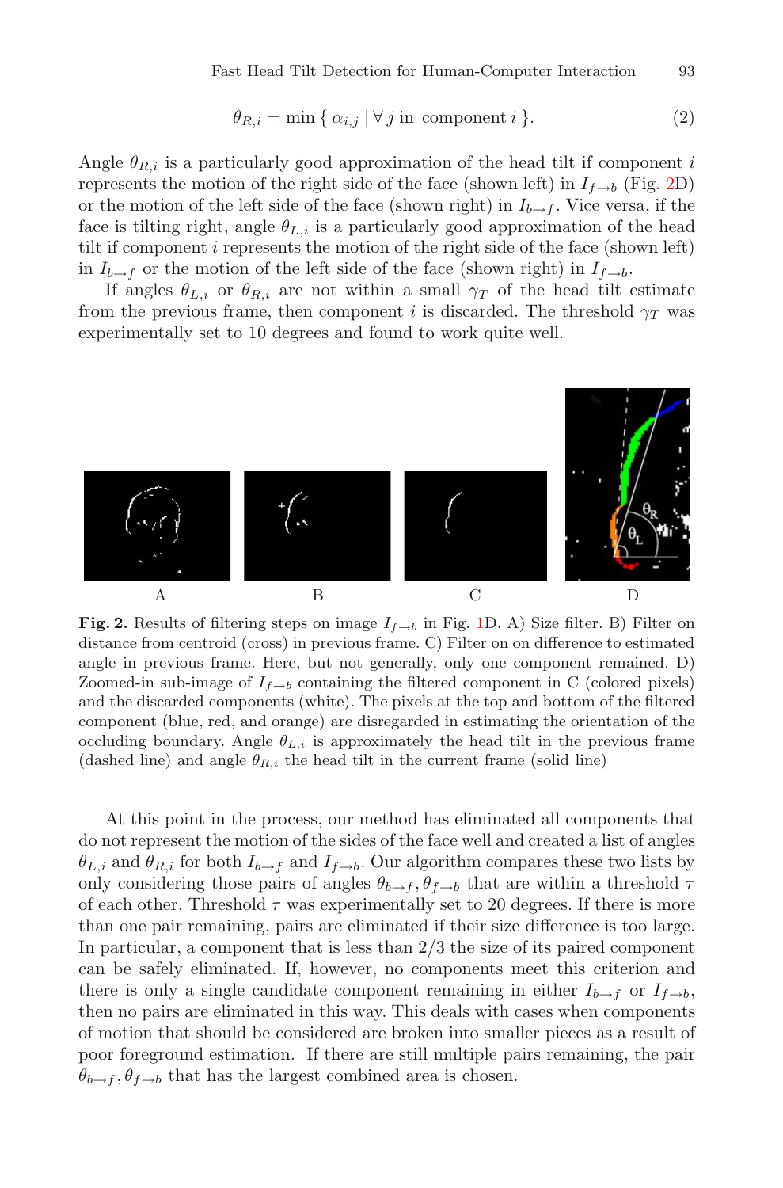$$\theta_{R,i} = \min \{ \alpha_{i,j} \mid \forall j \text{ in component } i \}. \tag{2}$$

Angle $\theta_{R,i}$ is a particularly good approximation of the head tilt if component $i$ represents the motion of the right side of the face (shown left) in $I_{f \to b}$ (Fig. 2D) or the motion of the left side of the face (shown right) in $I_{b \to f}$. Vice versa, if the face is tilting right, angle $\theta_{L,i}$ is a particularly good approximation of the head tilt if component $i$ represents the motion of the right side of the face (shown left) in $I_{b \to f}$ or the motion of the left side of the face (shown right) in $I_{f \to b}$.

If angles $\theta_{L,i}$ or $\theta_{R,i}$ are not within a small $\gamma_T$ of the head tilt estimate from the previous frame, then component $i$ is discarded. The threshold $\gamma_T$ was experimentally set to 10 degrees and found to work quite well.

A B C D

**Fig. 2.** Results of filtering steps on image $I_{f \to b}$ in Fig. 1D. A) Size filter. B) Filter on distance from centroid (cross) in previous frame. C) Filter on on difference to estimated angle in previous frame. Here, but not generally, only one component remained. D) Zoomed-in sub-image of $I_{f \to b}$ containing the filtered component in C (colored pixels) and the discarded components (white). The pixels at the top and bottom of the filtered component (blue, red, and orange) are disregarded in estimating the orientation of the occluding boundary. Angle $\theta_{L,i}$ is approximately the head tilt in the previous frame (dashed line) and angle $\theta_{R,i}$ the head tilt in the current frame (solid line)

At this point in the process, our method has eliminated all components that do not represent the motion of the sides of the face well and created a list of angles $\theta_{L,i}$ and $\theta_{R,i}$ for both $I_{b \to f}$ and $I_{f \to b}$. Our algorithm compares these two lists by only considering those pairs of angles $\theta_{b \to f}, \theta_{f \to b}$ that are within a threshold $\tau$ of each other. Threshold $\tau$ was experimentally set to 20 degrees. If there is more than one pair remaining, pairs are eliminated if their size difference is too large. In particular, a component that is less than 2/3 the size of its paired component can be safely eliminated. If, however, no components meet this criterion and there is only a single candidate component remaining in either $I_{b \to f}$ or $I_{f \to b}$, then no pairs are eliminated in this way. This deals with cases when components of motion that should be considered are broken into smaller pieces as a result of poor foreground estimation. If there are still multiple pairs remaining, the pair $\theta_{b \to f}, \theta_{f \to b}$ that has the largest combined area is chosen.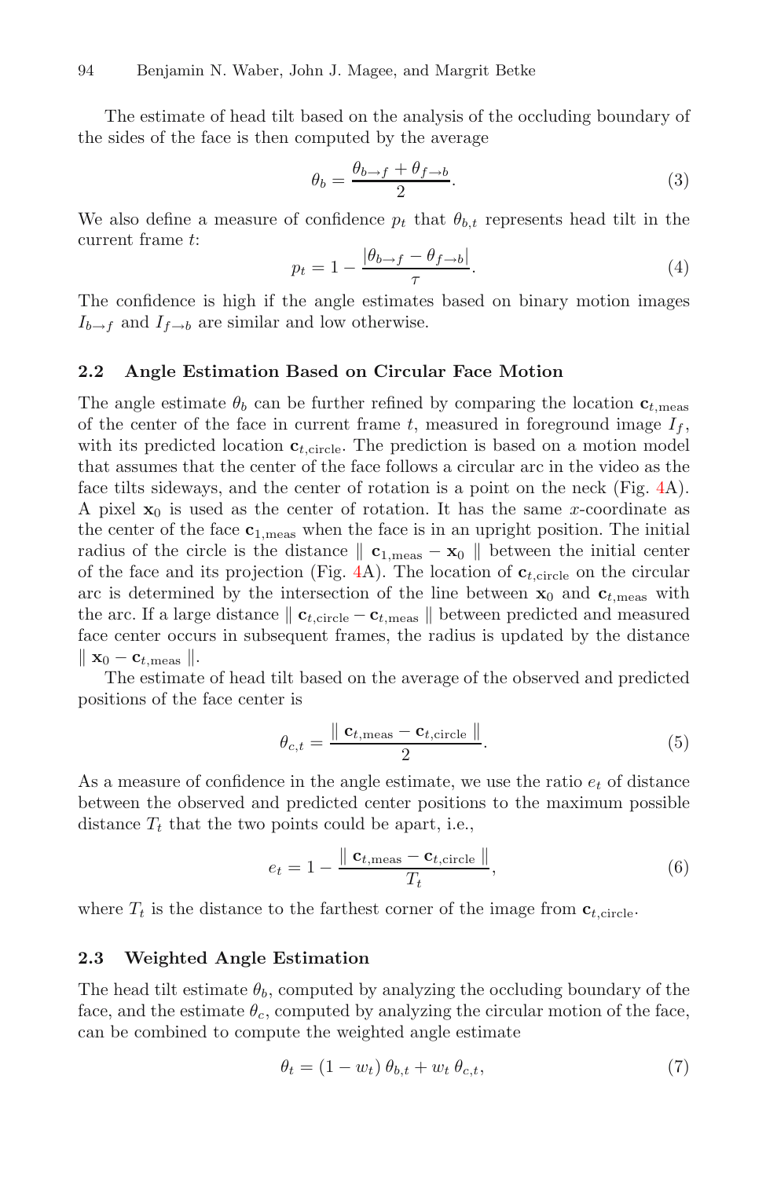The estimate of head tilt based on the analysis of the occluding boundary of the sides of the face is then computed by the average

$$\theta_b = \frac{\theta_{b \to f} + \theta_{f \to b}}{2}. \tag{3}$$

We also define a measure of confidence $p_t$ that $\theta_{b,t}$ represents head tilt in the current frame $t$:

$$p_t = 1 - \frac{|\theta_{b \to f} - \theta_{f \to b}|}{\tau}. \tag{4}$$

The confidence is high if the angle estimates based on binary motion images $I_{b \to f}$ and $I_{f \to b}$ are similar and low otherwise.

### 2.2 Angle Estimation Based on Circular Face Motion

The angle estimate $\theta_b$ can be further refined by comparing the location $\mathbf{c}_{t,\text{meas}}$ of the center of the face in current frame $t$, measured in foreground image $I_f$, with its predicted location $\mathbf{c}_{t,\text{circle}}$. The prediction is based on a motion model that assumes that the center of the face follows a circular arc in the video as the face tilts sideways, and the center of rotation is a point on the neck (Fig. 4A). A pixel $\mathbf{x}_0$ is used as the center of rotation. It has the same $x$-coordinate as the center of the face $\mathbf{c}_{1,\text{meas}}$ when the face is in an upright position. The initial radius of the circle is the distance $\| \mathbf{c}_{1,\text{meas}} - \mathbf{x}_0 \|$ between the initial center of the face and its projection (Fig. 4A). The location of $\mathbf{c}_{t,\text{circle}}$ on the circular arc is determined by the intersection of the line between $\mathbf{x}_0$ and $\mathbf{c}_{t,\text{meas}}$ with the arc. If a large distance $\| \mathbf{c}_{t,\text{circle}} - \mathbf{c}_{t,\text{meas}} \|$ between predicted and measured face center occurs in subsequent frames, the radius is updated by the distance $\| \mathbf{x}_0 - \mathbf{c}_{t,\text{meas}} \|$.

The estimate of head tilt based on the average of the observed and predicted positions of the face center is

$$\theta_{c,t} = \frac{\| \mathbf{c}_{t,\text{meas}} - \mathbf{c}_{t,\text{circle}} \|}{2}. \tag{5}$$

As a measure of confidence in the angle estimate, we use the ratio $e_t$ of distance between the observed and predicted center positions to the maximum possible distance $T_t$ that the two points could be apart, i.e.,

$$e_t = 1 - \frac{\| \mathbf{c}_{t,\text{meas}} - \mathbf{c}_{t,\text{circle}} \|}{T_t}, \tag{6}$$

where $T_t$ is the distance to the farthest corner of the image from $\mathbf{c}_{t,\text{circle}}$.

### 2.3 Weighted Angle Estimation

The head tilt estimate $\theta_b$, computed by analyzing the occluding boundary of the face, and the estimate $\theta_c$, computed by analyzing the circular motion of the face, can be combined to compute the weighted angle estimate

$$\theta_t = (1 - w_t)\, \theta_{b,t} + w_t\, \theta_{c,t}, \tag{7}$$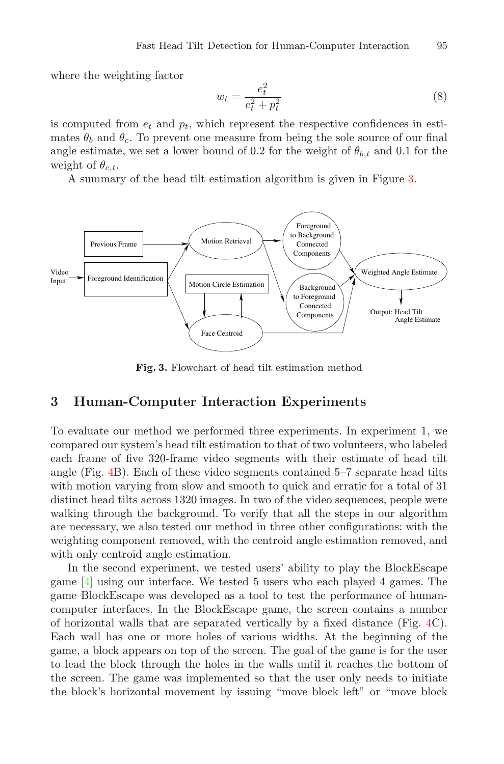where the weighting factor

$$w_t = \frac{e_t^2}{e_t^2 + p_t^2} \tag{8}$$

is computed from $e_t$ and $p_t$, which represent the respective confidences in estimates $\theta_b$ and $\theta_c$. To prevent one measure from being the sole source of our final angle estimate, we set a lower bound of 0.2 for the weight of $\theta_{b,t}$ and 0.1 for the weight of $\theta_{c,t}$.

A summary of the head tilt estimation algorithm is given in Figure 3.

Video Input

Previous Frame

Foreground Identification

Motion Retrieval

Motion Circle Estimation

Face Centroid

Foreground to Background Connected Components

Background to Foreground Connected Components

Weighted Angle Estimate

Output: Head Tilt Angle Estimate

**Fig. 3.** Flowchart of head tilt estimation method

## 3 Human-Computer Interaction Experiments

To evaluate our method we performed three experiments. In experiment 1, we compared our system's head tilt estimation to that of two volunteers, who labeled each frame of five 320-frame video segments with their estimate of head tilt angle (Fig. 4B). Each of these video segments contained 5–7 separate head tilts with motion varying from slow and smooth to quick and erratic for a total of 31 distinct head tilts across 1320 images. In two of the video sequences, people were walking through the background. To verify that all the steps in our algorithm are necessary, we also tested our method in three other configurations: with the weighting component removed, with the centroid angle estimation removed, and with only centroid angle estimation.

In the second experiment, we tested users' ability to play the BlockEscape game [4] using our interface. We tested 5 users who each played 4 games. The game BlockEscape was developed as a tool to test the performance of human-computer interfaces. In the BlockEscape game, the screen contains a number of horizontal walls that are separated vertically by a fixed distance (Fig. 4C). Each wall has one or more holes of various widths. At the beginning of the game, a block appears on top of the screen. The goal of the game is for the user to lead the block through the holes in the walls until it reaches the bottom of the screen. The game was implemented so that the user only needs to initiate the block's horizontal movement by issuing "move block left" or "move block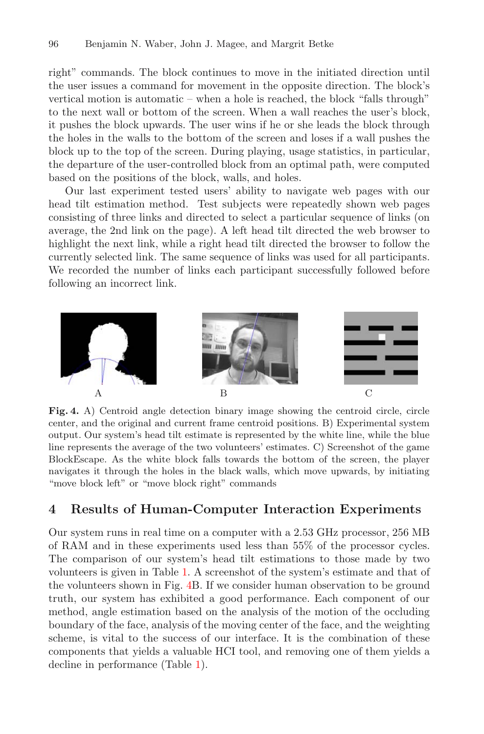right" commands. The block continues to move in the initiated direction until the user issues a command for movement in the opposite direction. The block's vertical motion is automatic – when a hole is reached, the block "falls through" to the next wall or bottom of the screen. When a wall reaches the user's block, it pushes the block upwards. The user wins if he or she leads the block through the holes in the walls to the bottom of the screen and loses if a wall pushes the block up to the top of the screen. During playing, usage statistics, in particular, the departure of the user-controlled block from an optimal path, were computed based on the positions of the block, walls, and holes.

Our last experiment tested users' ability to navigate web pages with our head tilt estimation method. Test subjects were repeatedly shown web pages consisting of three links and directed to select a particular sequence of links (on average, the 2nd link on the page). A left head tilt directed the web browser to highlight the next link, while a right head tilt directed the browser to follow the currently selected link. The same sequence of links was used for all participants. We recorded the number of links each participant successfully followed before following an incorrect link.

**Fig. 4.** A) Centroid angle detection binary image showing the centroid circle, circle center, and the original and current frame centroid positions. B) Experimental system output. Our system's head tilt estimate is represented by the white line, while the blue line represents the average of the two volunteers' estimates. C) Screenshot of the game BlockEscape. As the white block falls towards the bottom of the screen, the player navigates it through the holes in the black walls, which move upwards, by initiating "move block left" or "move block right" commands

## 4 Results of Human-Computer Interaction Experiments

Our system runs in real time on a computer with a 2.53 GHz processor, 256 MB of RAM and in these experiments used less than 55% of the processor cycles. The comparison of our system's head tilt estimations to those made by two volunteers is given in Table 1. A screenshot of the system's estimate and that of the volunteers shown in Fig. 4B. If we consider human observation to be ground truth, our system has exhibited a good performance. Each component of our method, angle estimation based on the analysis of the motion of the occluding boundary of the face, analysis of the moving center of the face, and the weighting scheme, is vital to the success of our interface. It is the combination of these components that yields a valuable HCI tool, and removing one of them yields a decline in performance (Table 1).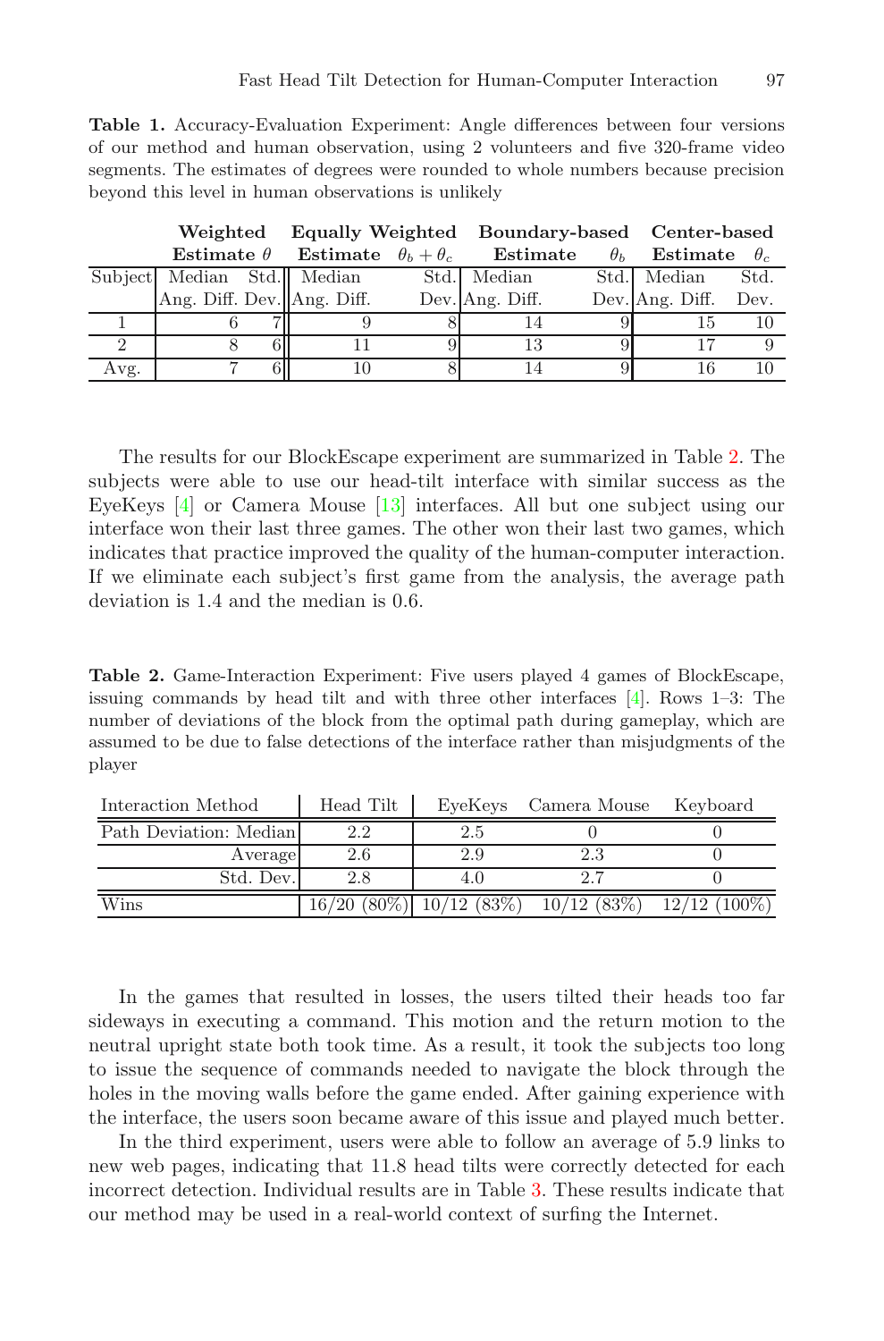**Table 1.** Accuracy-Evaluation Experiment: Angle differences between four versions of our method and human observation, using 2 volunteers and five 320-frame video segments. The estimates of degrees were rounded to whole numbers because precision beyond this level in human observations is unlikely

| | **Weighted Estimate $\theta$** | | **Equally Weighted Estimate $\theta_b + \theta_c$** | | **Boundary-based Estimate $\theta_b$** | | **Center-based Estimate $\theta_c$** | |
|---|---|---|---|---|---|---|---|---|
| Subject | Median Ang. Diff. | Std. Dev. | Median Ang. Diff. | Std. Dev. | Median Ang. Diff. | Std. Dev. | Median Ang. Diff. | Std. Dev. |
| 1 | 6 | 7 | 9 | 8 | 14 | 9 | 15 | 10 |
| 2 | 8 | 6 | 11 | 9 | 13 | 9 | 17 | 9 |
| Avg. | 7 | 6 | 10 | 8 | 14 | 9 | 16 | 10 |

The results for our BlockEscape experiment are summarized in Table 2. The subjects were able to use our head-tilt interface with similar success as the EyeKeys [4] or Camera Mouse [13] interfaces. All but one subject using our interface won their last three games. The other won their last two games, which indicates that practice improved the quality of the human-computer interaction. If we eliminate each subject's first game from the analysis, the average path deviation is 1.4 and the median is 0.6.

**Table 2.** Game-Interaction Experiment: Five users played 4 games of BlockEscape, issuing commands by head tilt and with three other interfaces [4]. Rows 1–3: The number of deviations of the block from the optimal path during gameplay, which are assumed to be due to false detections of the interface rather than misjudgments of the player

| Interaction Method | Head Tilt | EyeKeys | Camera Mouse | Keyboard |
|---|---|---|---|---|
| Path Deviation: Median | 2.2 | 2.5 | 0 | 0 |
| Average | 2.6 | 2.9 | 2.3 | 0 |
| Std. Dev. | 2.8 | 4.0 | 2.7 | 0 |
| Wins | 16/20 (80%) | 10/12 (83%) | 10/12 (83%) | 12/12 (100%) |

In the games that resulted in losses, the users tilted their heads too far sideways in executing a command. This motion and the return motion to the neutral upright state both took time. As a result, it took the subjects too long to issue the sequence of commands needed to navigate the block through the holes in the moving walls before the game ended. After gaining experience with the interface, the users soon became aware of this issue and played much better.

In the third experiment, users were able to follow an average of 5.9 links to new web pages, indicating that 11.8 head tilts were correctly detected for each incorrect detection. Individual results are in Table 3. These results indicate that our method may be used in a real-world context of surfing the Internet.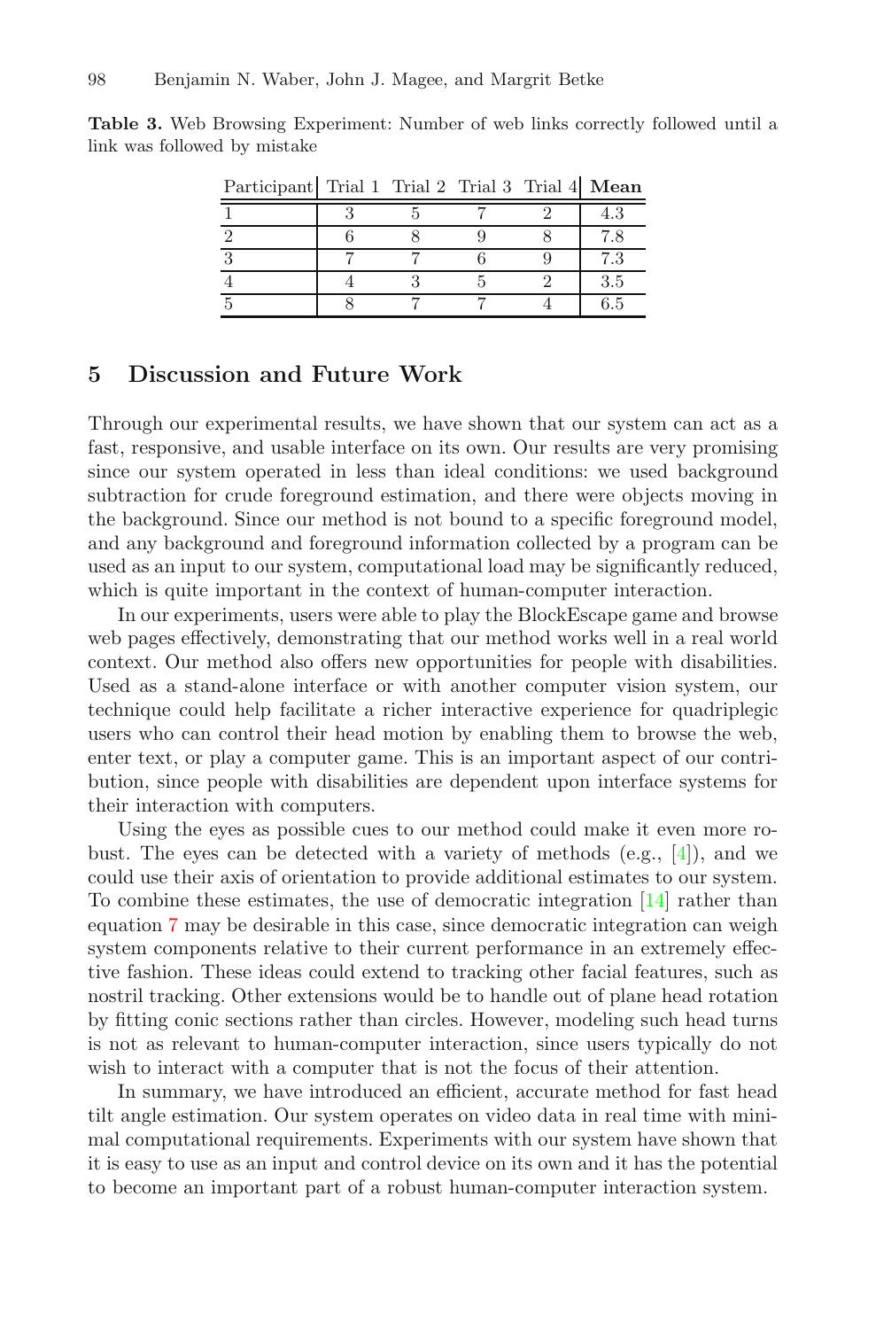**Table 3.** Web Browsing Experiment: Number of web links correctly followed until a link was followed by mistake

| Participant | Trial 1 | Trial 2 | Trial 3 | Trial 4 | **Mean** |
|---|---|---|---|---|---|
| 1 | 3 | 5 | 7 | 2 | 4.3 |
| 2 | 6 | 8 | 9 | 8 | 7.8 |
| 3 | 7 | 7 | 6 | 9 | 7.3 |
| 4 | 4 | 3 | 5 | 2 | 3.5 |
| 5 | 8 | 7 | 7 | 4 | 6.5 |

## 5 Discussion and Future Work

Through our experimental results, we have shown that our system can act as a fast, responsive, and usable interface on its own. Our results are very promising since our system operated in less than ideal conditions: we used background subtraction for crude foreground estimation, and there were objects moving in the background. Since our method is not bound to a specific foreground model, and any background and foreground information collected by a program can be used as an input to our system, computational load may be significantly reduced, which is quite important in the context of human-computer interaction.

In our experiments, users were able to play the BlockEscape game and browse web pages effectively, demonstrating that our method works well in a real world context. Our method also offers new opportunities for people with disabilities. Used as a stand-alone interface or with another computer vision system, our technique could help facilitate a richer interactive experience for quadriplegic users who can control their head motion by enabling them to browse the web, enter text, or play a computer game. This is an important aspect of our contribution, since people with disabilities are dependent upon interface systems for their interaction with computers.

Using the eyes as possible cues to our method could make it even more robust. The eyes can be detected with a variety of methods (e.g., [4]), and we could use their axis of orientation to provide additional estimates to our system. To combine these estimates, the use of democratic integration [14] rather than equation 7 may be desirable in this case, since democratic integration can weigh system components relative to their current performance in an extremely effective fashion. These ideas could extend to tracking other facial features, such as nostril tracking. Other extensions would be to handle out of plane head rotation by fitting conic sections rather than circles. However, modeling such head turns is not as relevant to human-computer interaction, since users typically do not wish to interact with a computer that is not the focus of their attention.

In summary, we have introduced an efficient, accurate method for fast head tilt angle estimation. Our system operates on video data in real time with minimal computational requirements. Experiments with our system have shown that it is easy to use as an input and control device on its own and it has the potential to become an important part of a robust human-computer interaction system.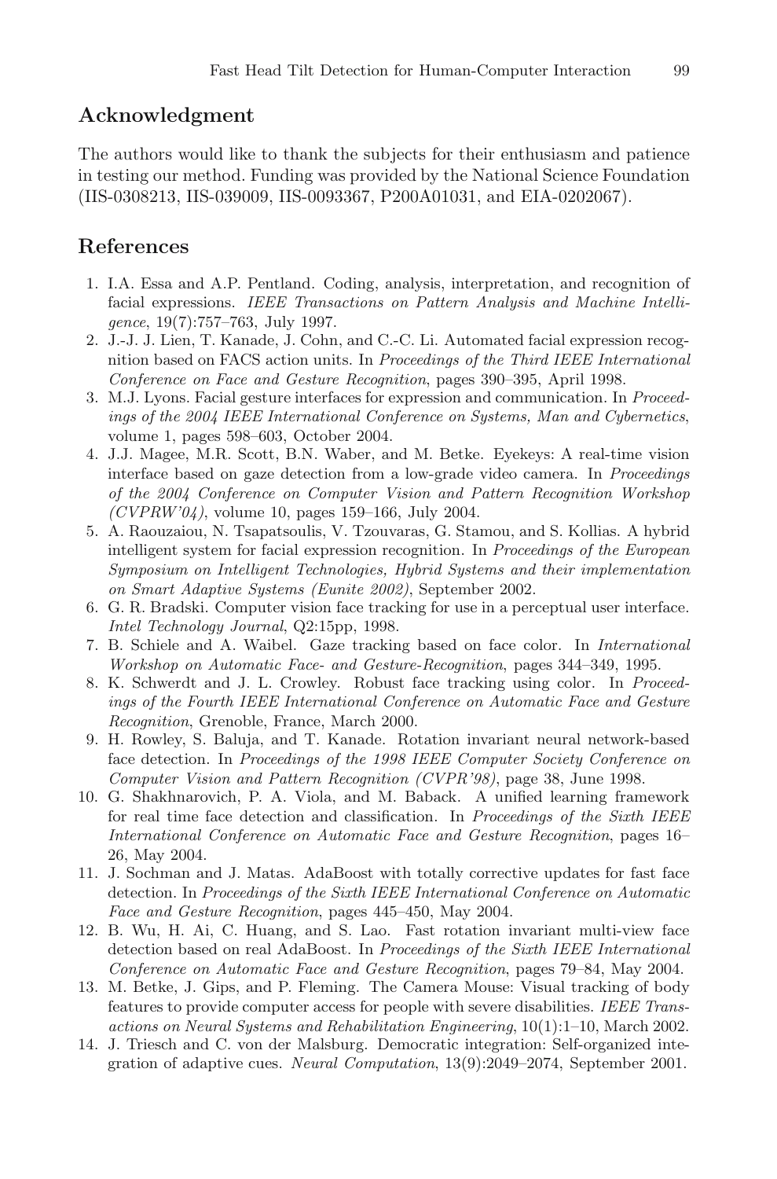## Acknowledgment

The authors would like to thank the subjects for their enthusiasm and patience in testing our method. Funding was provided by the National Science Foundation (IIS-0308213, IIS-039009, IIS-0093367, P200A01031, and EIA-0202067).

## References

1. I.A. Essa and A.P. Pentland. Coding, analysis, interpretation, and recognition of facial expressions. *IEEE Transactions on Pattern Analysis and Machine Intelligence*, 19(7):757–763, July 1997.
2. J.-J. J. Lien, T. Kanade, J. Cohn, and C.-C. Li. Automated facial expression recognition based on FACS action units. In *Proceedings of the Third IEEE International Conference on Face and Gesture Recognition*, pages 390–395, April 1998.
3. M.J. Lyons. Facial gesture interfaces for expression and communication. In *Proceedings of the 2004 IEEE International Conference on Systems, Man and Cybernetics*, volume 1, pages 598–603, October 2004.
4. J.J. Magee, M.R. Scott, B.N. Waber, and M. Betke. Eyekeys: A real-time vision interface based on gaze detection from a low-grade video camera. In *Proceedings of the 2004 Conference on Computer Vision and Pattern Recognition Workshop (CVPRW'04)*, volume 10, pages 159–166, July 2004.
5. A. Raouzaiou, N. Tsapatsoulis, V. Tzouvaras, G. Stamou, and S. Kollias. A hybrid intelligent system for facial expression recognition. In *Proceedings of the European Symposium on Intelligent Technologies, Hybrid Systems and their implementation on Smart Adaptive Systems (Eunite 2002)*, September 2002.
6. G. R. Bradski. Computer vision face tracking for use in a perceptual user interface. *Intel Technology Journal*, Q2:15pp, 1998.
7. B. Schiele and A. Waibel. Gaze tracking based on face color. In *International Workshop on Automatic Face- and Gesture-Recognition*, pages 344–349, 1995.
8. K. Schwerdt and J. L. Crowley. Robust face tracking using color. In *Proceedings of the Fourth IEEE International Conference on Automatic Face and Gesture Recognition*, Grenoble, France, March 2000.
9. H. Rowley, S. Baluja, and T. Kanade. Rotation invariant neural network-based face detection. In *Proceedings of the 1998 IEEE Computer Society Conference on Computer Vision and Pattern Recognition (CVPR'98)*, page 38, June 1998.
10. G. Shakhnarovich, P. A. Viola, and M. Baback. A unified learning framework for real time face detection and classification. In *Proceedings of the Sixth IEEE International Conference on Automatic Face and Gesture Recognition*, pages 16–26, May 2004.
11. J. Sochman and J. Matas. AdaBoost with totally corrective updates for fast face detection. In *Proceedings of the Sixth IEEE International Conference on Automatic Face and Gesture Recognition*, pages 445–450, May 2004.
12. B. Wu, H. Ai, C. Huang, and S. Lao. Fast rotation invariant multi-view face detection based on real AdaBoost. In *Proceedings of the Sixth IEEE International Conference on Automatic Face and Gesture Recognition*, pages 79–84, May 2004.
13. M. Betke, J. Gips, and P. Fleming. The Camera Mouse: Visual tracking of body features to provide computer access for people with severe disabilities. *IEEE Transactions on Neural Systems and Rehabilitation Engineering*, 10(1):1–10, March 2002.
14. J. Triesch and C. von der Malsburg. Democratic integration: Self-organized integration of adaptive cues. *Neural Computation*, 13(9):2049–2074, September 2001.